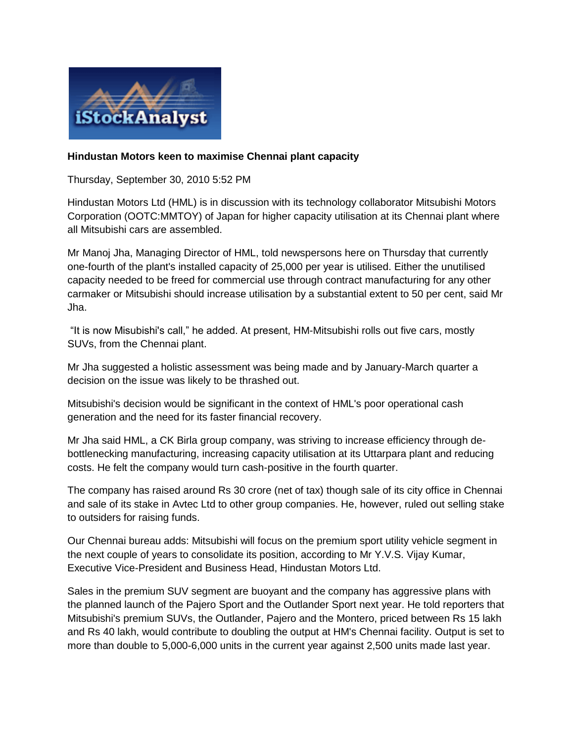**Hindustan Motors keen to maximise Chennai plant capacity**

Thursday, September 30, 2010 5:52 PM

Hindustan Motors Ltd (HML) is in discussion with its technology collaborator Mitsubishi Motors Corporation (OOTC:MMTOY) of Japan for higher capacity utilisation at its Chennai plant where all Mitsubishi cars are assembled.

Mr Manoj Jha, Managing Director of HML, told newspersons here on Thursday that currently one-fourth of the plant's installed capacity of 25,000 per year is utilised. Either the unutilised capacity needed to be freed for commercial use through contract manufacturing for any other carmaker or Mitsubishi should increase utilisation by a substantial extent to 50 per cent, said Mr Jha.

"It is now Misubishi's call," he added. At present, HM-Mitsubishi rolls out five cars, mostly SUVs, from the Chennai plant.

Mr Jha suggested a holistic assessment was being made and by January-March quarter a decision on the issue was likely to be thrashed out.

Mitsubishi's decision would be significant in the context of HML's poor operational cash generation and the need for its faster financial recovery.

Mr Jha said HML, a CK Birla group company, was striving to increase efficiency through de-bottlenecking manufacturing, increasing capacity utilisation at its Uttarpara plant and reducing costs. He felt the company would turn cash-positive in the fourth quarter.

The company has raised around Rs 30 crore (net of tax) though sale of its city office in Chennai and sale of its stake in Avtec Ltd to other group companies. He, however, ruled out selling stake to outsiders for raising funds.

Our Chennai bureau adds: Mitsubishi will focus on the premium sport utility vehicle segment in the next couple of years to consolidate its position, according to Mr Y.V.S. Vijay Kumar, Executive Vice-President and Business Head, Hindustan Motors Ltd.

Sales in the premium SUV segment are buoyant and the company has aggressive plans with the planned launch of the Pajero Sport and the Outlander Sport next year. He told reporters that Mitsubishi's premium SUVs, the Outlander, Pajero and the Montero, priced between Rs 15 lakh and Rs 40 lakh, would contribute to doubling the output at HM's Chennai facility. Output is set to more than double to 5,000-6,000 units in the current year against 2,500 units made last year.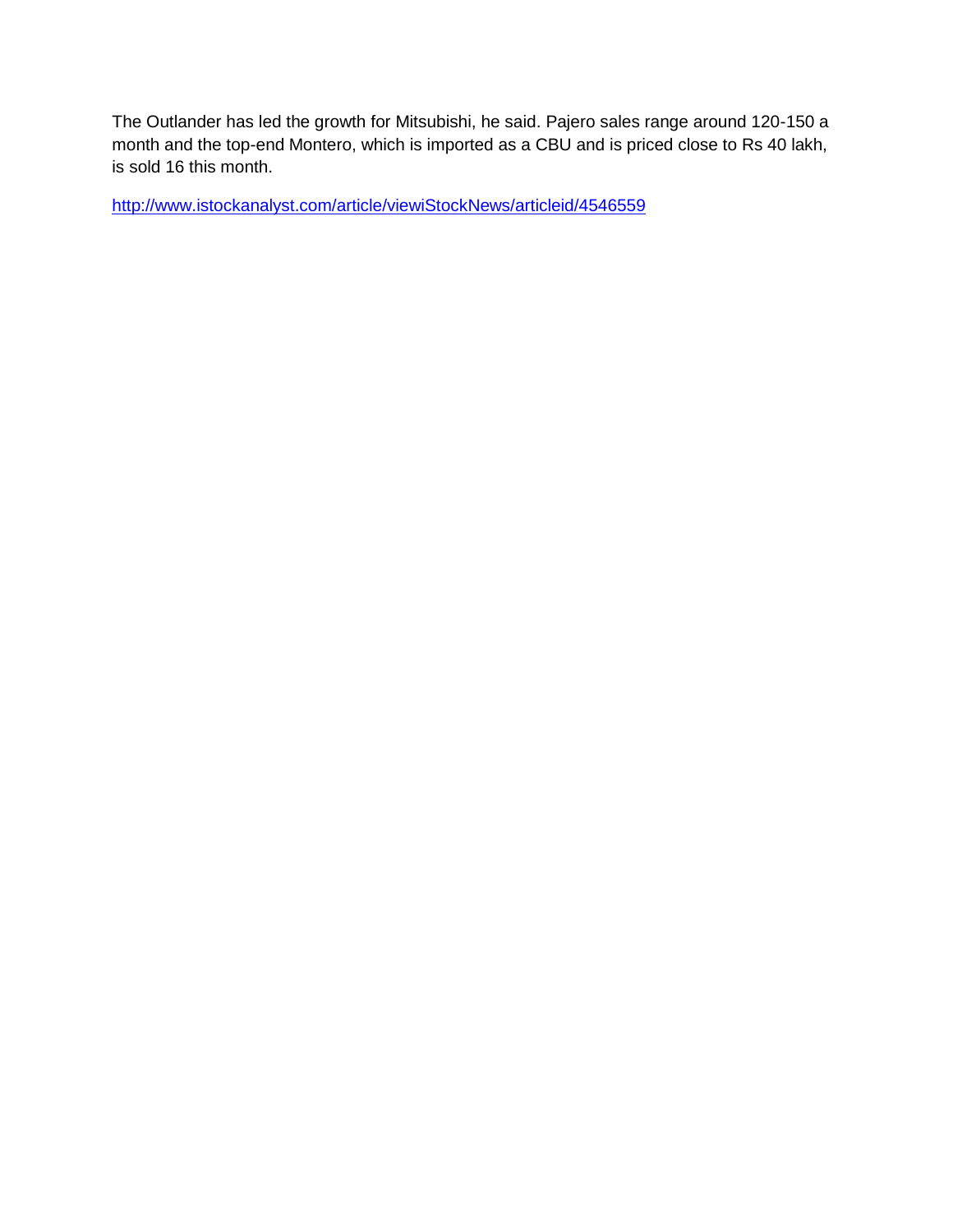The Outlander has led the growth for Mitsubishi, he said. Pajero sales range around 120-150 a month and the top-end Montero, which is imported as a CBU and is priced close to Rs 40 lakh, is sold 16 this month.

http://www.istockanalyst.com/article/viewiStockNews/articleid/4546559